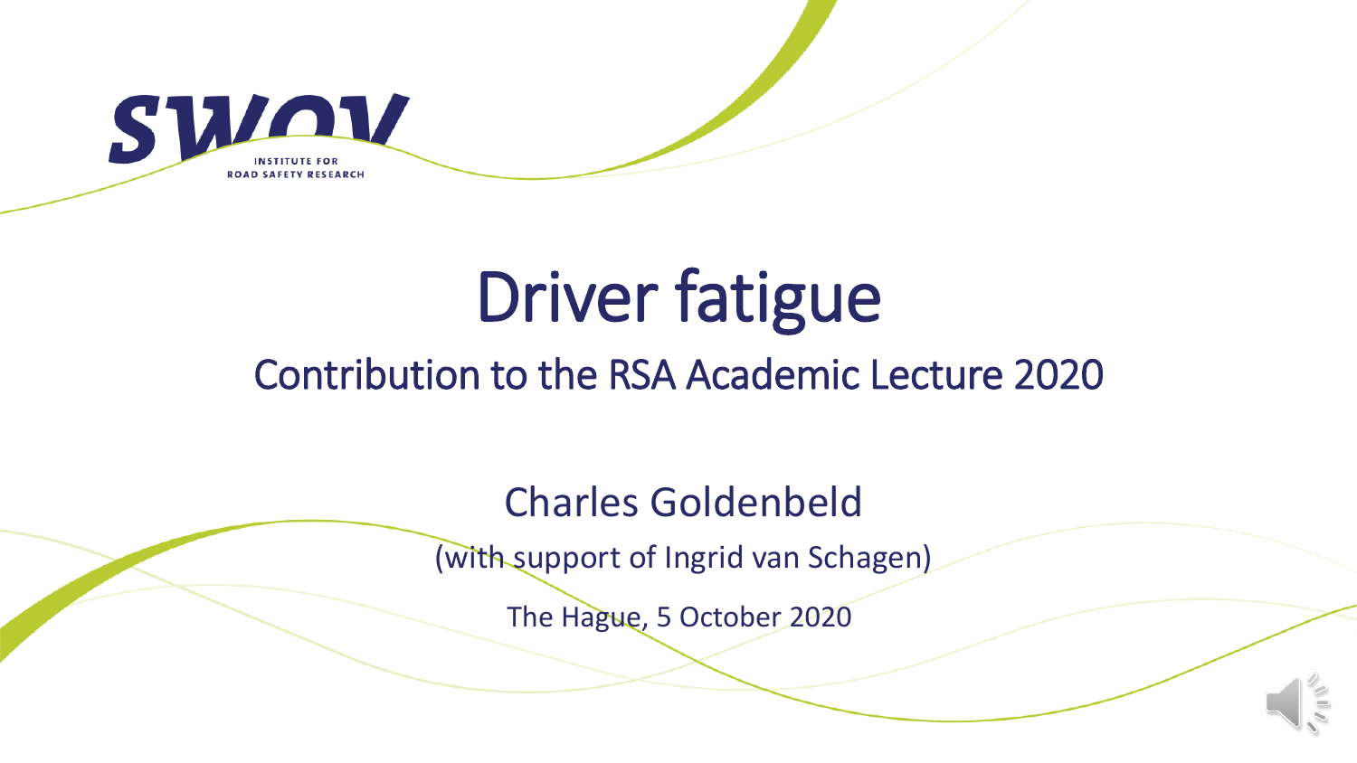SWOV

INSTITUTE FOR ROAD SAFETY RESEARCH

# Driver fatigue

## Contribution to the RSA Academic Lecture 2020

Charles Goldenbeld

(with support of Ingrid van Schagen)

The Hague, 5 October 2020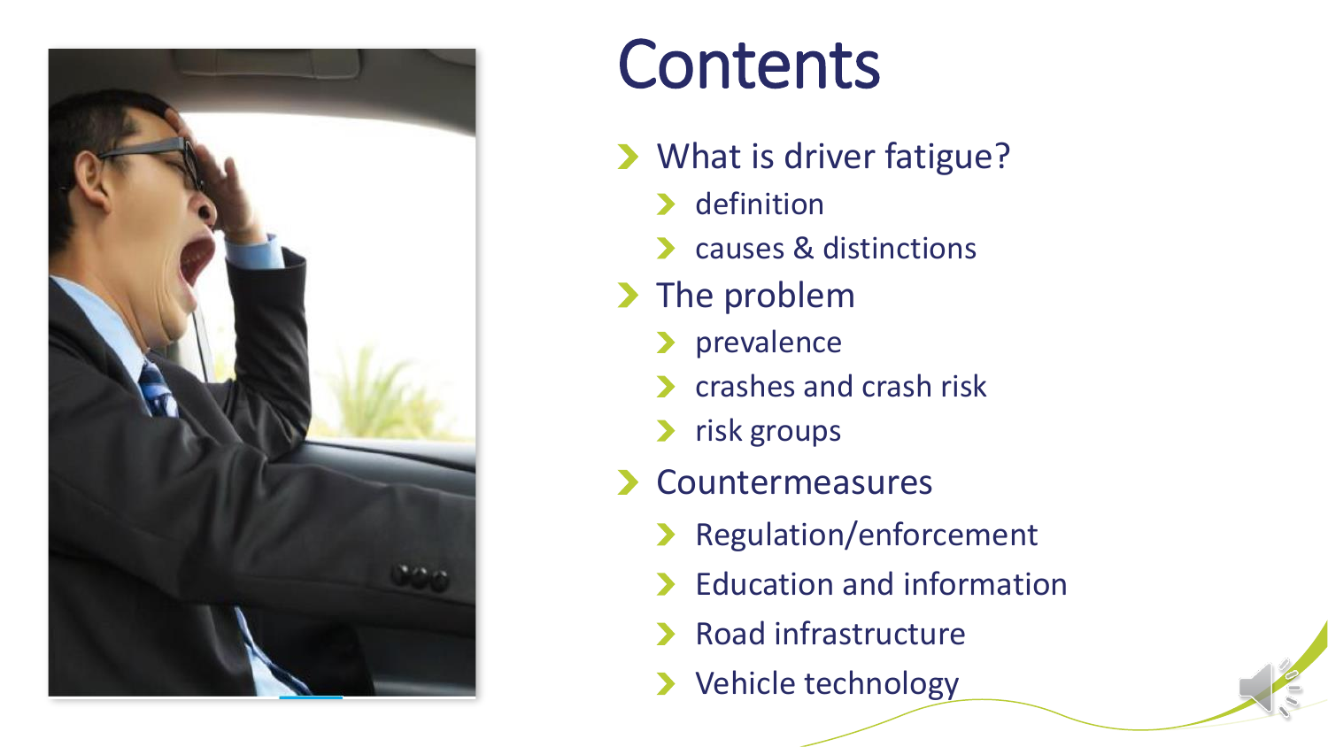# Contents

- What is driver fatigue?
  - definition
  - causes & distinctions
- The problem
  - prevalence
  - crashes and crash risk
  - risk groups
- Countermeasures
  - Regulation/enforcement
  - Education and information
  - Road infrastructure
  - Vehicle technology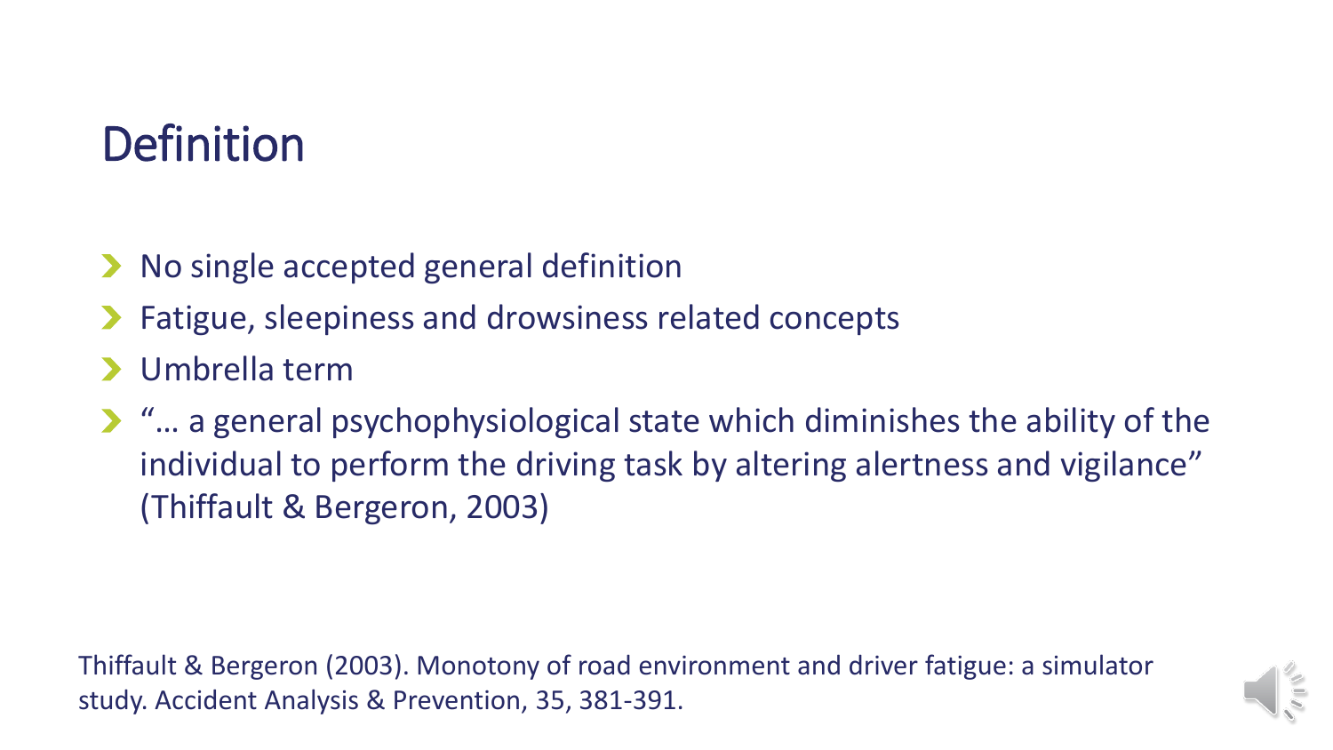# Definition

- No single accepted general definition
- Fatigue, sleepiness and drowsiness related concepts
- Umbrella term
- "… a general psychophysiological state which diminishes the ability of the individual to perform the driving task by altering alertness and vigilance" (Thiffault & Bergeron, 2003)

Thiffault & Bergeron (2003). Monotony of road environment and driver fatigue: a simulator study. Accident Analysis & Prevention, 35, 381-391.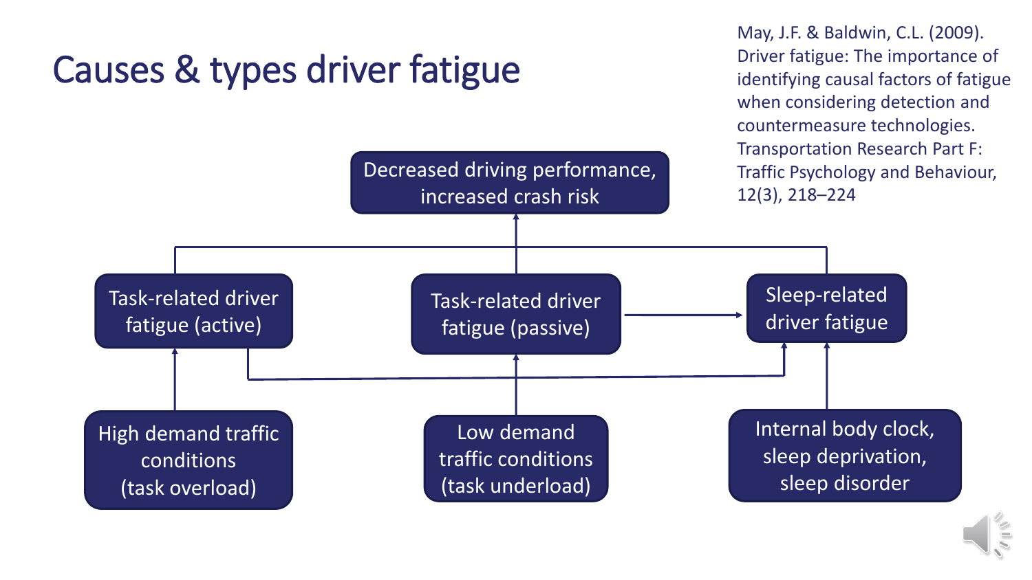# Causes & types driver fatigue

May, J.F. & Baldwin, C.L. (2009). Driver fatigue: The importance of identifying causal factors of fatigue when considering detection and countermeasure technologies. Transportation Research Part F: Traffic Psychology and Behaviour, 12(3), 218–224

Decreased driving performance, increased crash risk

Task-related driver fatigue (active)

Task-related driver fatigue (passive)

Sleep-related driver fatigue

High demand traffic conditions (task overload)

Low demand traffic conditions (task underload)

Internal body clock, sleep deprivation, sleep disorder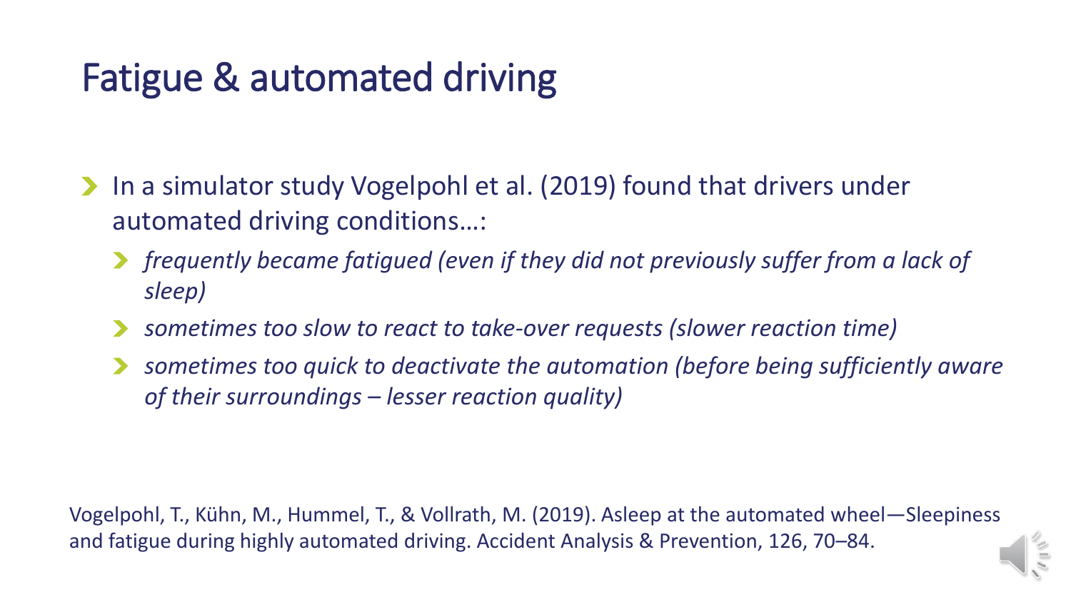# Fatigue & automated driving

- In a simulator study Vogelpohl et al. (2019) found that drivers under automated driving conditions…:
  - *frequently became fatigued (even if they did not previously suffer from a lack of sleep)*
  - *sometimes too slow to react to take-over requests (slower reaction time)*
  - *sometimes too quick to deactivate the automation (before being sufficiently aware of their surroundings – lesser reaction quality)*

Vogelpohl, T., Kühn, M., Hummel, T., & Vollrath, M. (2019). Asleep at the automated wheel—Sleepiness and fatigue during highly automated driving. Accident Analysis & Prevention, 126, 70–84.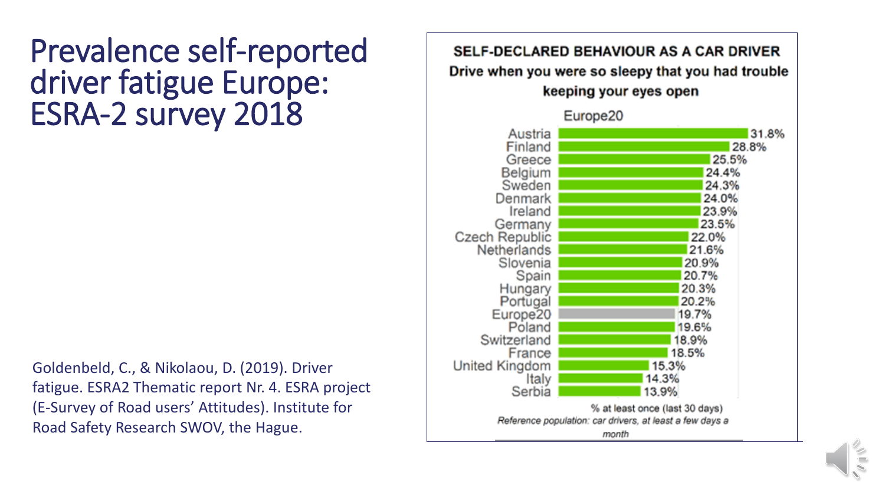# Prevalence self-reported driver fatigue Europe: ESRA-2 survey 2018

**SELF-DECLARED BEHAVIOUR AS A CAR DRIVER**

**Drive when you were so sleepy that you had trouble keeping your eyes open**

Europe20

| Country | % at least once (last 30 days) |
|---|---|
| Austria | 31.8% |
| Finland | 28.8% |
| Greece | 25.5% |
| Belgium | 24.4% |
| Sweden | 24.3% |
| Denmark | 24.0% |
| Ireland | 23.9% |
| Germany | 23.5% |
| Czech Republic | 22.0% |
| Netherlands | 21.6% |
| Slovenia | 20.9% |
| Spain | 20.7% |
| Hungary | 20.3% |
| Portugal | 20.2% |
| Europe20 | 19.7% |
| Poland | 19.6% |
| Switzerland | 18.9% |
| France | 18.5% |
| United Kingdom | 15.3% |
| Italy | 14.3% |
| Serbia | 13.9% |

% at least once (last 30 days)

*Reference population: car drivers, at least a few days a month*

Goldenbeld, C., & Nikolaou, D. (2019). Driver fatigue. ESRA2 Thematic report Nr. 4. ESRA project (E-Survey of Road users' Attitudes). Institute for Road Safety Research SWOV, the Hague.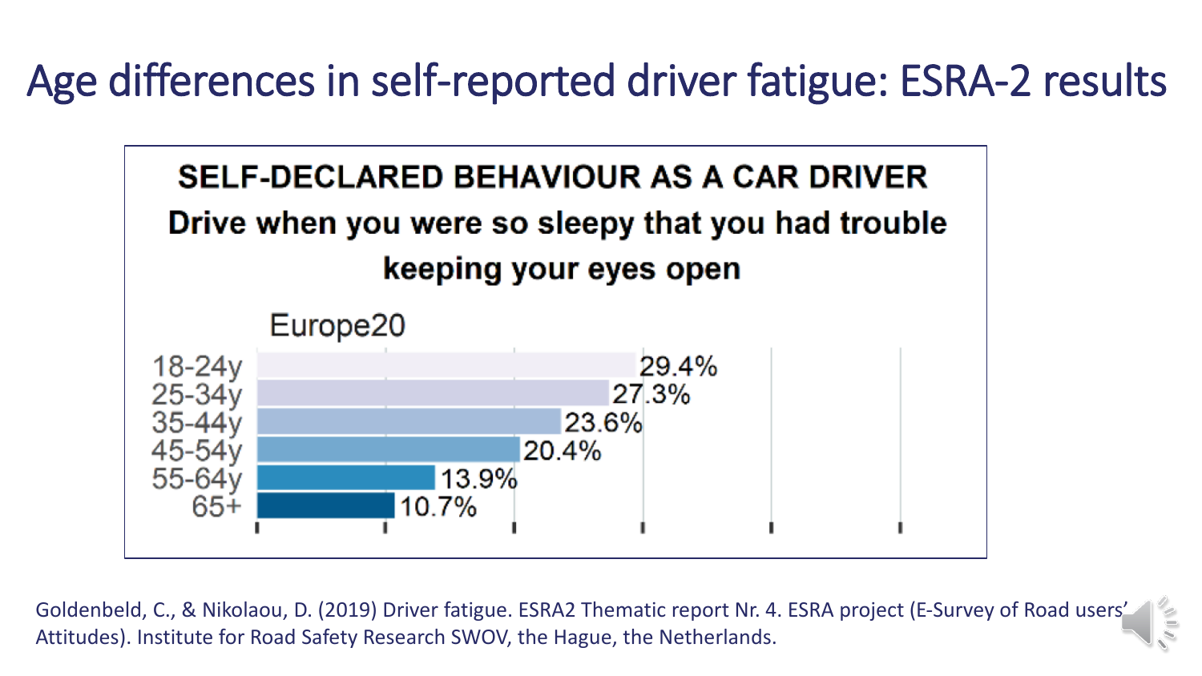# Age differences in self-reported driver fatigue: ESRA-2 results

**SELF-DECLARED BEHAVIOUR AS A CAR DRIVER**

**Drive when you were so sleepy that you had trouble keeping your eyes open**

Europe20

| Age | % |
|---|---|
| 18-24y | 29.4% |
| 25-34y | 27.3% |
| 35-44y | 23.6% |
| 45-54y | 20.4% |
| 55-64y | 13.9% |
| 65+ | 10.7% |

Goldenbeld, C., & Nikolaou, D. (2019) Driver fatigue. ESRA2 Thematic report Nr. 4. ESRA project (E-Survey of Road users' Attitudes). Institute for Road Safety Research SWOV, the Hague, the Netherlands.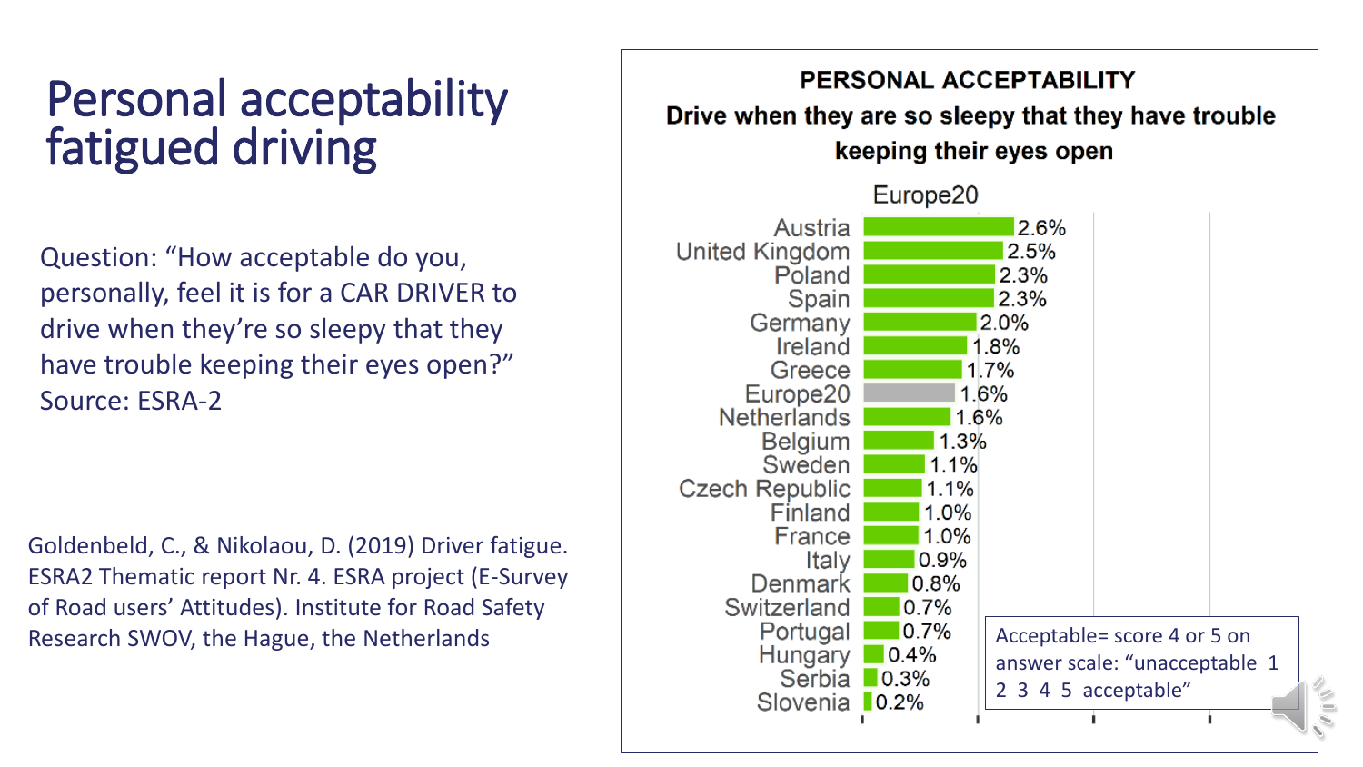# Personal acceptability fatigued driving

Question: “How acceptable do you, personally, feel it is for a CAR DRIVER to drive when they’re so sleepy that they have trouble keeping their eyes open?”
Source: ESRA-2

Goldenbeld, C., & Nikolaou, D. (2019) Driver fatigue. ESRA2 Thematic report Nr. 4. ESRA project (E-Survey of Road users’ Attitudes). Institute for Road Safety Research SWOV, the Hague, the Netherlands

**PERSONAL ACCEPTABILITY**

**Drive when they are so sleepy that they have trouble keeping their eyes open**

Europe20

| Country | % |
| --- | --- |
| Austria | 2.6% |
| United Kingdom | 2.5% |
| Poland | 2.3% |
| Spain | 2.3% |
| Germany | 2.0% |
| Ireland | 1.8% |
| Greece | 1.7% |
| Europe20 | 1.6% |
| Netherlands | 1.6% |
| Belgium | 1.3% |
| Sweden | 1.1% |
| Czech Republic | 1.1% |
| Finland | 1.0% |
| France | 1.0% |
| Italy | 0.9% |
| Denmark | 0.8% |
| Switzerland | 0.7% |
| Portugal | 0.7% |
| Hungary | 0.4% |
| Serbia | 0.3% |
| Slovenia | 0.2% |

Acceptable= score 4 or 5 on answer scale: “unacceptable 1 2 3 4 5 acceptable”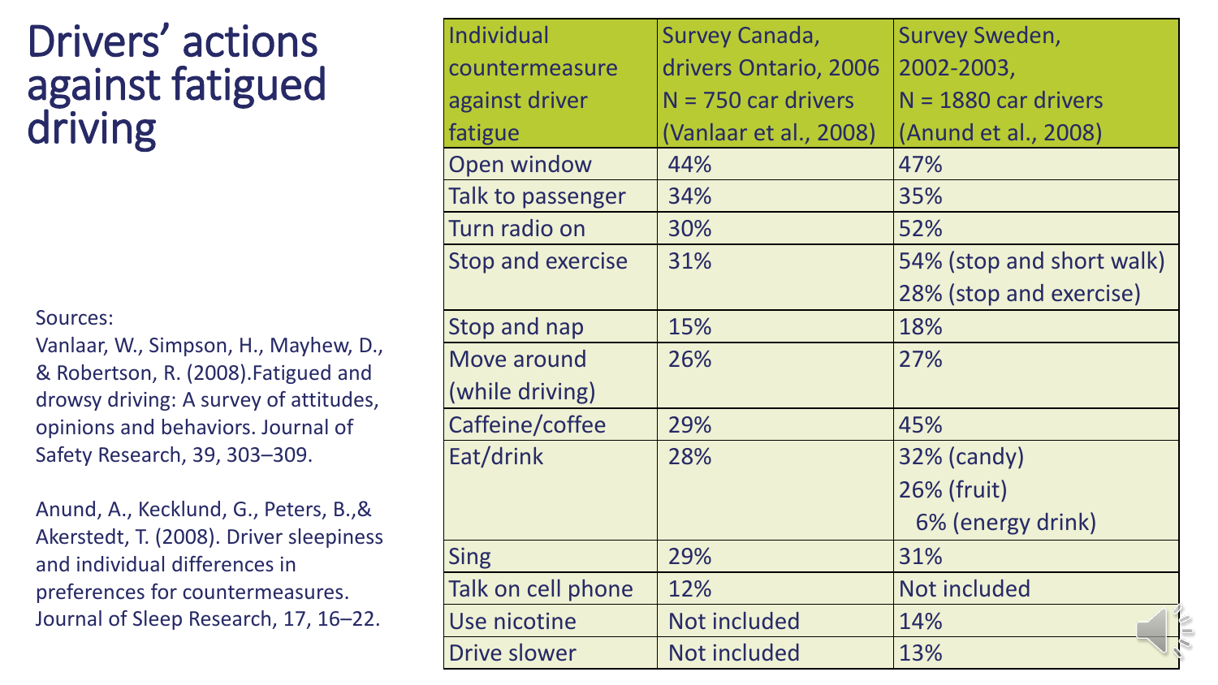# Drivers' actions against fatigued driving

| Individual countermeasure against driver fatigue | Survey Canada, drivers Ontario, 2006 N = 750 car drivers (Vanlaar et al., 2008) | Survey Sweden, 2002-2003, N = 1880 car drivers (Anund et al., 2008) |
| --- | --- | --- |
| Open window | 44% | 47% |
| Talk to passenger | 34% | 35% |
| Turn radio on | 30% | 52% |
| Stop and exercise | 31% | 54% (stop and short walk) 28% (stop and exercise) |
| Stop and nap | 15% | 18% |
| Move around (while driving) | 26% | 27% |
| Caffeine/coffee | 29% | 45% |
| Eat/drink | 28% | 32% (candy) 26% (fruit) 6% (energy drink) |
| Sing | 29% | 31% |
| Talk on cell phone | 12% | Not included |
| Use nicotine | Not included | 14% |
| Drive slower | Not included | 13% |

Sources:

Vanlaar, W., Simpson, H., Mayhew, D., & Robertson, R. (2008).Fatigued and drowsy driving: A survey of attitudes, opinions and behaviors. Journal of Safety Research, 39, 303–309.

Anund, A., Kecklund, G., Peters, B.,& Akerstedt, T. (2008). Driver sleepiness and individual differences in preferences for countermeasures. Journal of Sleep Research, 17, 16–22.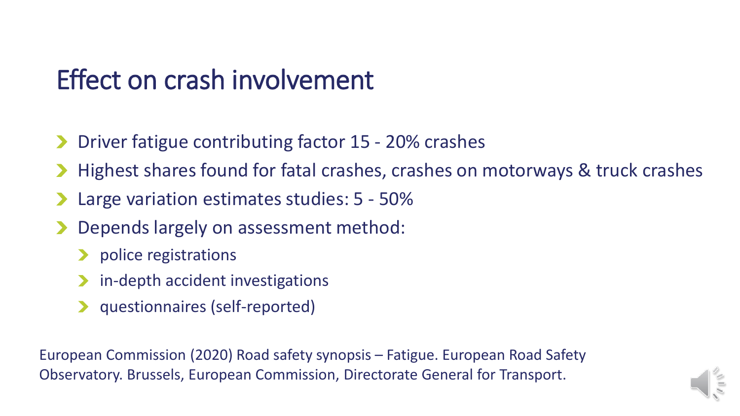# Effect on crash involvement

- Driver fatigue contributing factor 15 - 20% crashes
- Highest shares found for fatal crashes, crashes on motorways & truck crashes
- Large variation estimates studies: 5 - 50%
- Depends largely on assessment method:
  - police registrations
  - in-depth accident investigations
  - questionnaires (self-reported)

European Commission (2020) Road safety synopsis – Fatigue. European Road Safety Observatory. Brussels, European Commission, Directorate General for Transport.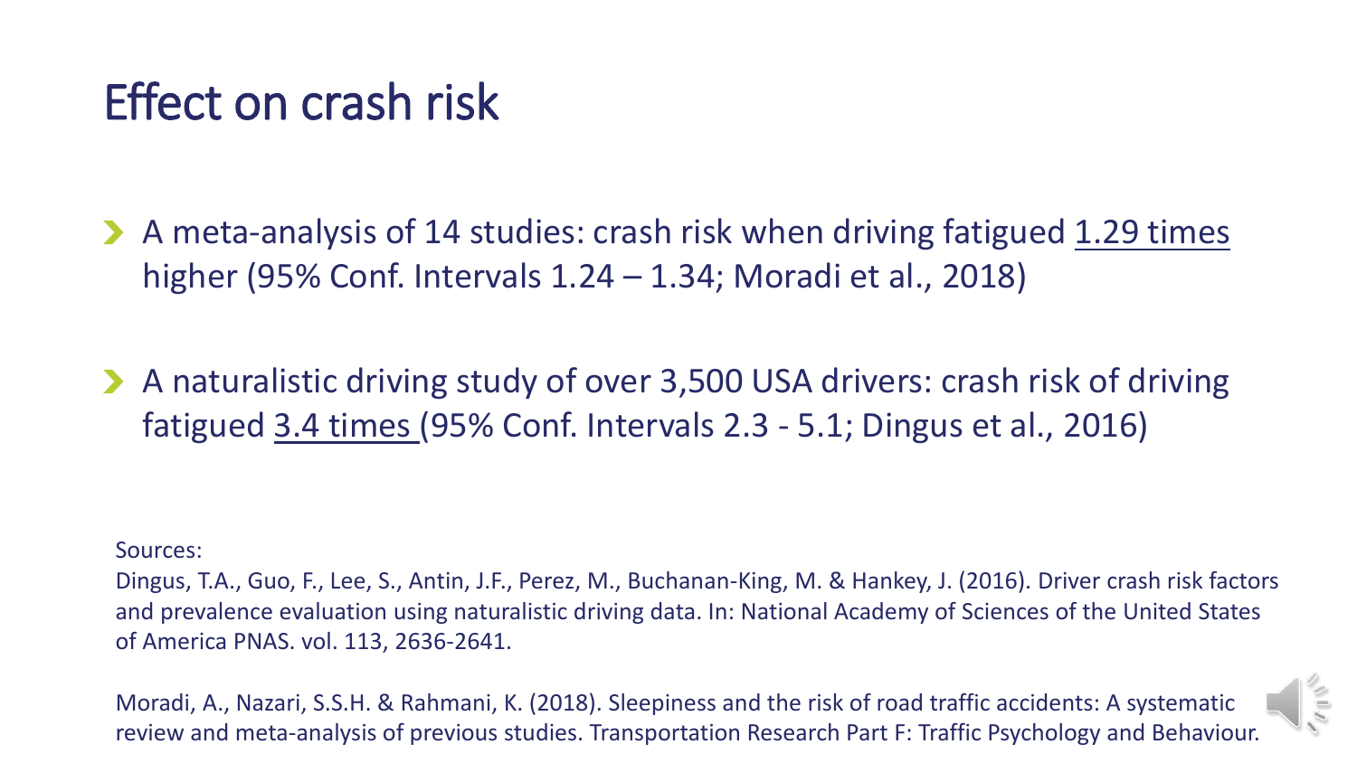# Effect on crash risk

- A meta-analysis of 14 studies: crash risk when driving fatigued <u>1.29 times</u> higher (95% Conf. Intervals 1.24 – 1.34; Moradi et al., 2018)

- A naturalistic driving study of over 3,500 USA drivers: crash risk of driving fatigued <u>3.4 times</u> (95% Conf. Intervals 2.3 - 5.1; Dingus et al., 2016)

Sources:

Dingus, T.A., Guo, F., Lee, S., Antin, J.F., Perez, M., Buchanan-King, M. & Hankey, J. (2016). Driver crash risk factors and prevalence evaluation using naturalistic driving data. In: National Academy of Sciences of the United States of America PNAS. vol. 113, 2636-2641.

Moradi, A., Nazari, S.S.H. & Rahmani, K. (2018). Sleepiness and the risk of road traffic accidents: A systematic review and meta-analysis of previous studies. Transportation Research Part F: Traffic Psychology and Behaviour.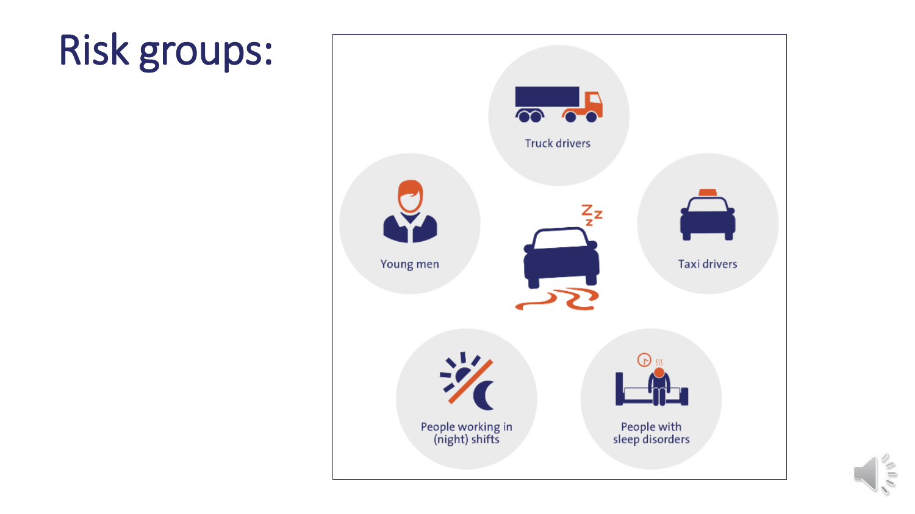# Risk groups:

- Truck drivers
- Young men
- Taxi drivers
- People working in (night) shifts
- People with sleep disorders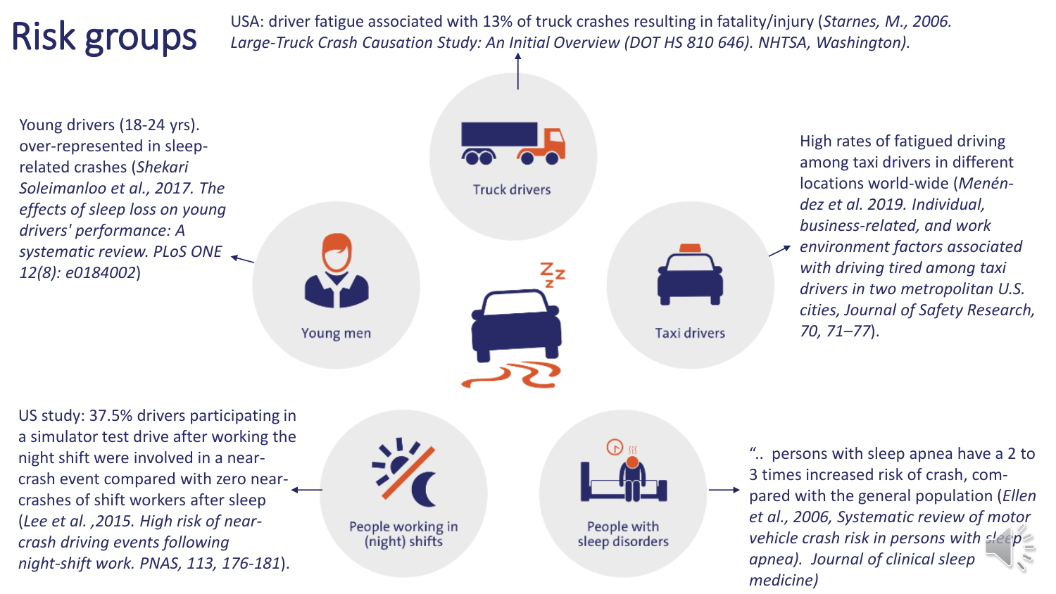# Risk groups

USA: driver fatigue associated with 13% of truck crashes resulting in fatality/injury (*Starnes, M., 2006. Large-Truck Crash Causation Study: An Initial Overview (DOT HS 810 646). NHTSA, Washington).*

Truck drivers

Young drivers (18-24 yrs). over-represented in sleep-related crashes (*Shekari Soleimanloo et al., 2017. The effects of sleep loss on young drivers' performance: A systematic review. PLoS ONE 12(8): e0184002*)

Young men

High rates of fatigued driving among taxi drivers in different locations world-wide (*Menéndez et al. 2019. Individual, business-related, and work environment factors associated with driving tired among taxi drivers in two metropolitan U.S. cities, Journal of Safety Research, 70, 71–77*).

Taxi drivers

US study: 37.5% drivers participating in a simulator test drive after working the night shift were involved in a near-crash event compared with zero near-crashes of shift workers after sleep (*Lee et al. ,2015. High risk of near-crash driving events following night-shift work. PNAS, 113, 176-181*).

People working in (night) shifts

People with sleep disorders

".. persons with sleep apnea have a 2 to 3 times increased risk of crash, compared with the general population (*Ellen et al., 2006, Systematic review of motor vehicle crash risk in persons with sleep apnea). Journal of clinical sleep medicine)*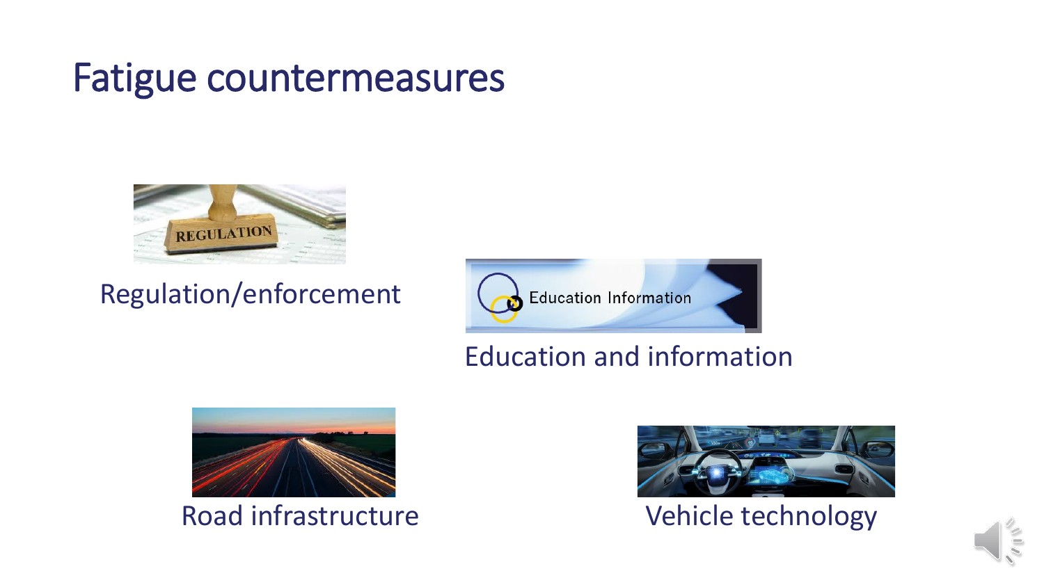# Fatigue countermeasures

Regulation/enforcement

Education and information

Road infrastructure

Vehicle technology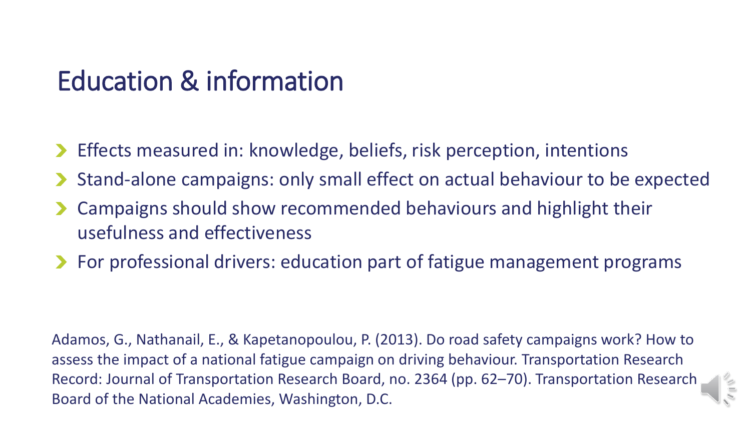# Education & information

- Effects measured in: knowledge, beliefs, risk perception, intentions
- Stand-alone campaigns: only small effect on actual behaviour to be expected
- Campaigns should show recommended behaviours and highlight their usefulness and effectiveness
- For professional drivers: education part of fatigue management programs

Adamos, G., Nathanail, E., & Kapetanopoulou, P. (2013). Do road safety campaigns work? How to assess the impact of a national fatigue campaign on driving behaviour. Transportation Research Record: Journal of Transportation Research Board, no. 2364 (pp. 62–70). Transportation Research Board of the National Academies, Washington, D.C.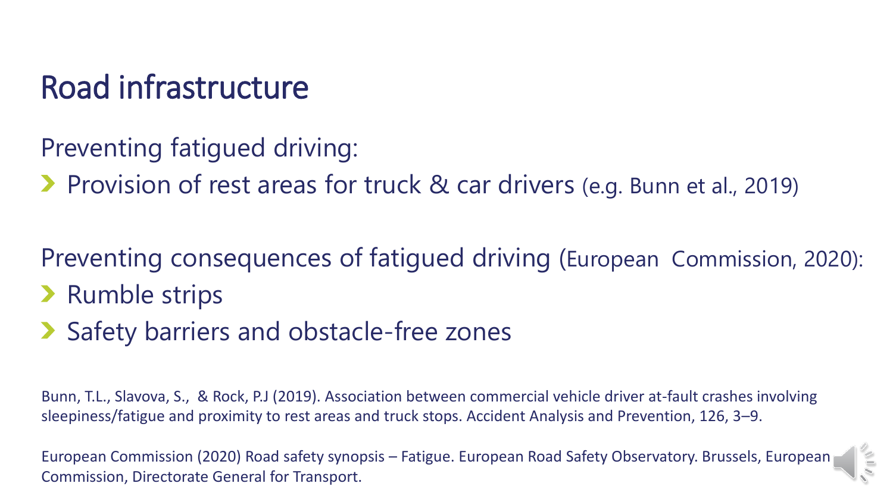# Road infrastructure

Preventing fatigued driving:

- Provision of rest areas for truck & car drivers (e.g. Bunn et al., 2019)

Preventing consequences of fatigued driving (European Commission, 2020):

- Rumble strips
- Safety barriers and obstacle-free zones

Bunn, T.L., Slavova, S., & Rock, P.J (2019). Association between commercial vehicle driver at-fault crashes involving sleepiness/fatigue and proximity to rest areas and truck stops. Accident Analysis and Prevention, 126, 3–9.

European Commission (2020) Road safety synopsis – Fatigue. European Road Safety Observatory. Brussels, European Commission, Directorate General for Transport.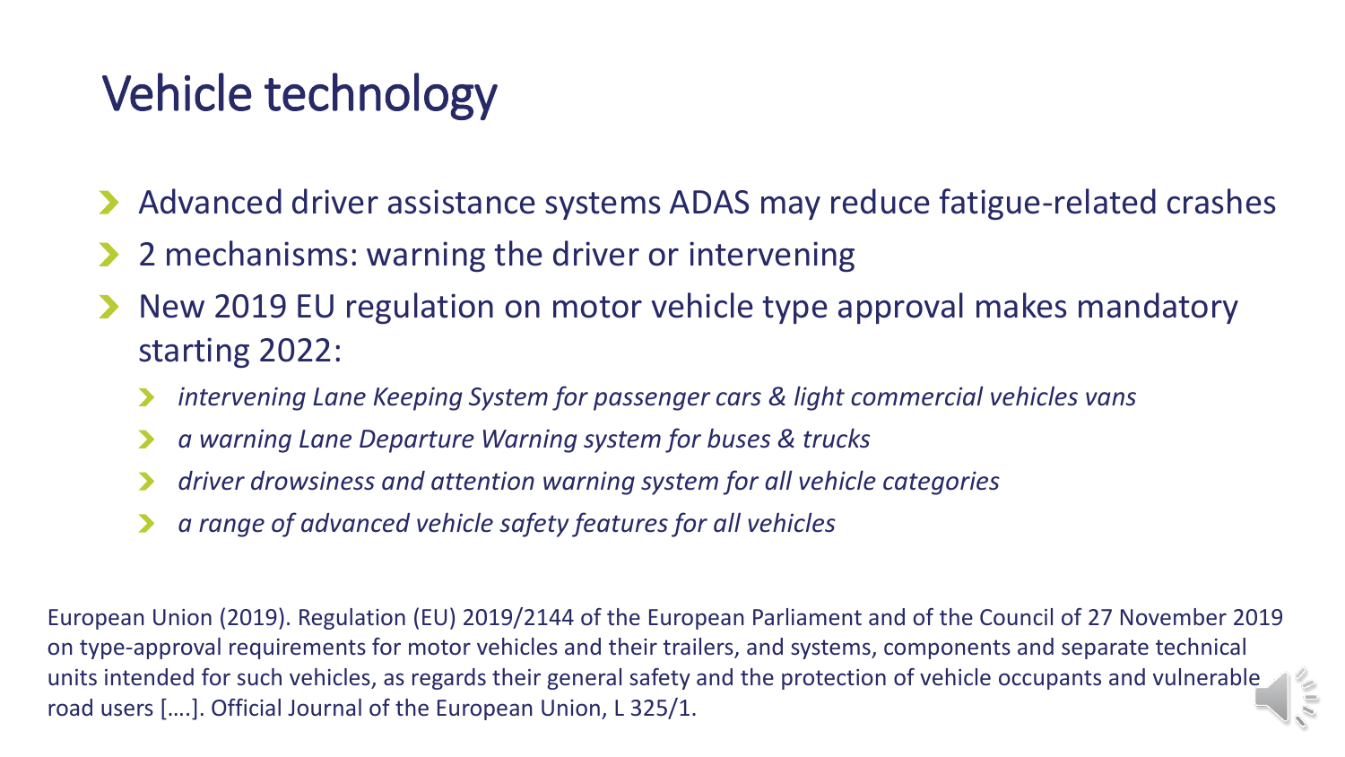# Vehicle technology

- Advanced driver assistance systems ADAS may reduce fatigue-related crashes
- 2 mechanisms: warning the driver or intervening
- New 2019 EU regulation on motor vehicle type approval makes mandatory starting 2022:
  - *intervening Lane Keeping System for passenger cars & light commercial vehicles vans*
  - *a warning Lane Departure Warning system for buses & trucks*
  - *driver drowsiness and attention warning system for all vehicle categories*
  - *a range of advanced vehicle safety features for all vehicles*

European Union (2019). Regulation (EU) 2019/2144 of the European Parliament and of the Council of 27 November 2019 on type-approval requirements for motor vehicles and their trailers, and systems, components and separate technical units intended for such vehicles, as regards their general safety and the protection of vehicle occupants and vulnerable road users [….]. Official Journal of the European Union, L 325/1.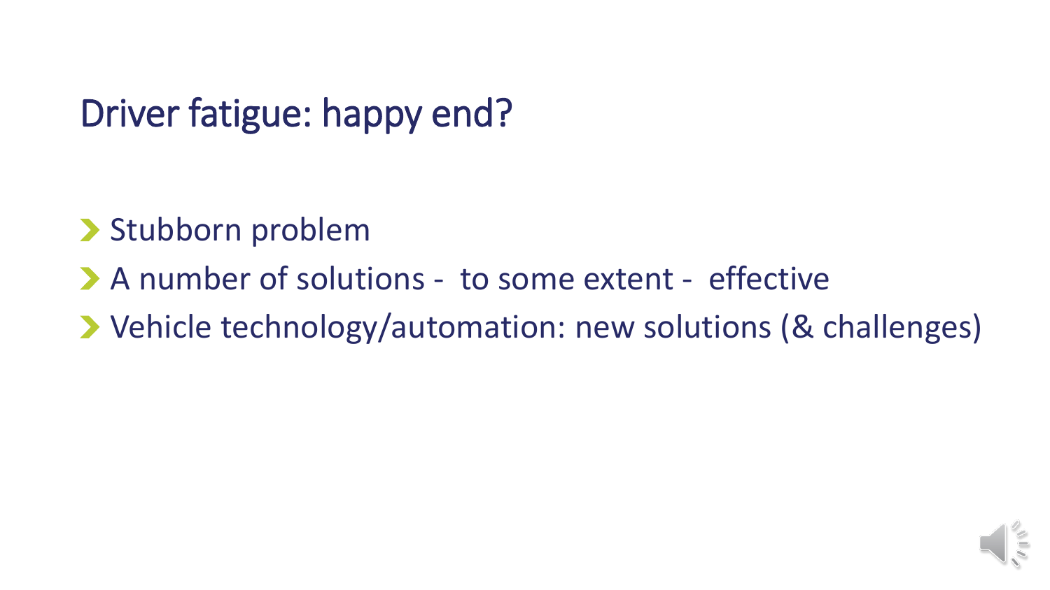# Driver fatigue: happy end?

- Stubborn problem
- A number of solutions - to some extent - effective
- Vehicle technology/automation: new solutions (& challenges)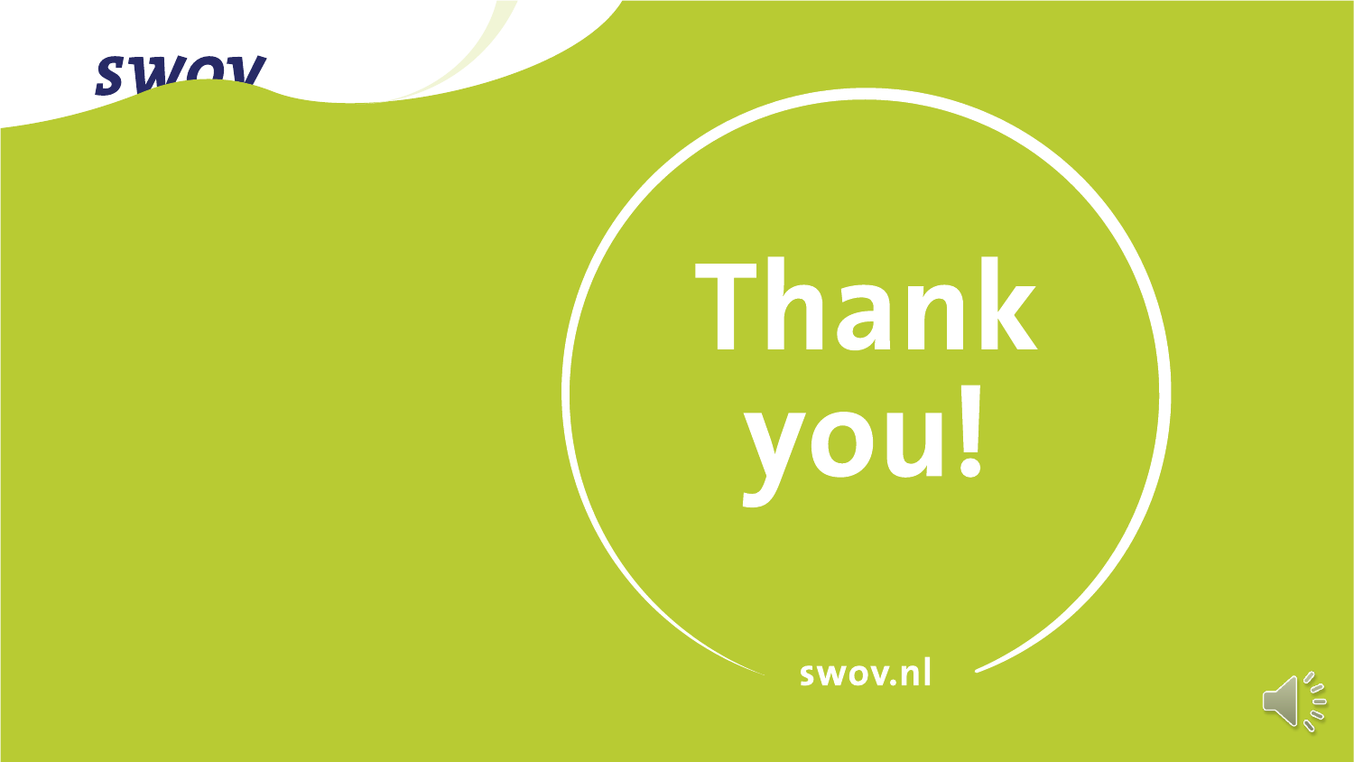SWOV

# Thank you!

swov.nl